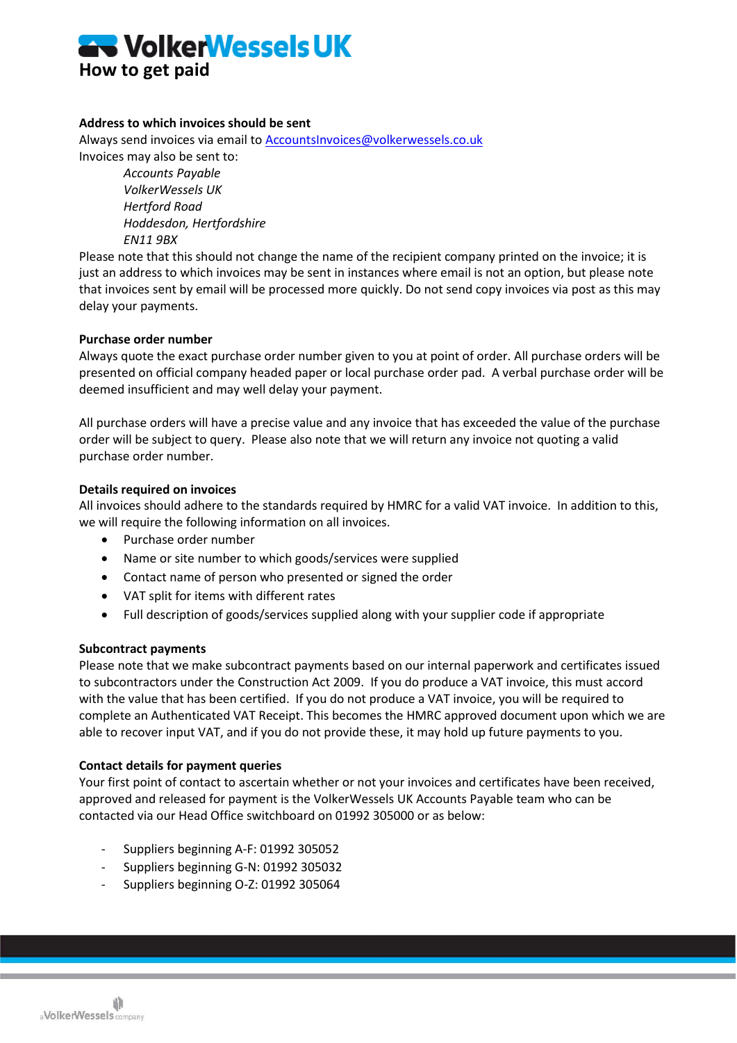# VolkerWessels UK

## How to get paid

**Address to which invoices should be sent**

Always send invoices via email to AccountsInvoices@volkerwessels.co.uk

Invoices may also be sent to:

> *Accounts Payable*
> *VolkerWessels UK*
> *Hertford Road*
> *Hoddesdon, Hertfordshire*
> *EN11 9BX*

Please note that this should not change the name of the recipient company printed on the invoice; it is just an address to which invoices may be sent in instances where email is not an option, but please note that invoices sent by email will be processed more quickly. Do not send copy invoices via post as this may delay your payments.

**Purchase order number**

Always quote the exact purchase order number given to you at point of order. All purchase orders will be presented on official company headed paper or local purchase order pad. A verbal purchase order will be deemed insufficient and may well delay your payment.

All purchase orders will have a precise value and any invoice that has exceeded the value of the purchase order will be subject to query. Please also note that we will return any invoice not quoting a valid purchase order number.

**Details required on invoices**

All invoices should adhere to the standards required by HMRC for a valid VAT invoice. In addition to this, we will require the following information on all invoices.

- Purchase order number
- Name or site number to which goods/services were supplied
- Contact name of person who presented or signed the order
- VAT split for items with different rates
- Full description of goods/services supplied along with your supplier code if appropriate

**Subcontract payments**

Please note that we make subcontract payments based on our internal paperwork and certificates issued to subcontractors under the Construction Act 2009. If you do produce a VAT invoice, this must accord with the value that has been certified. If you do not produce a VAT invoice, you will be required to complete an Authenticated VAT Receipt. This becomes the HMRC approved document upon which we are able to recover input VAT, and if you do not provide these, it may hold up future payments to you.

**Contact details for payment queries**

Your first point of contact to ascertain whether or not your invoices and certificates have been received, approved and released for payment is the VolkerWessels UK Accounts Payable team who can be contacted via our Head Office switchboard on 01992 305000 or as below:

- Suppliers beginning A-F: 01992 305052
- Suppliers beginning G-N: 01992 305032
- Suppliers beginning O-Z: 01992 305064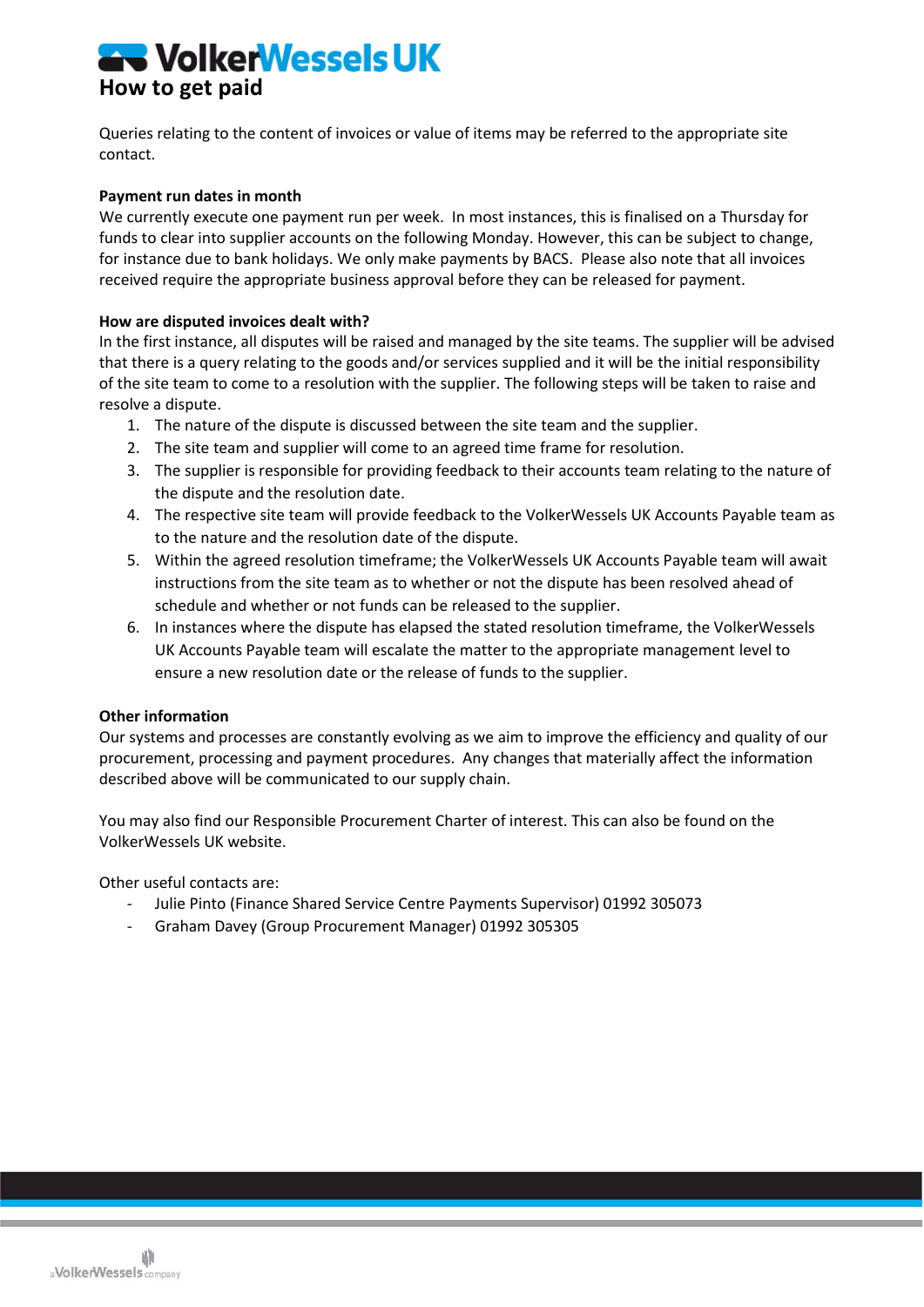# How to get paid

Queries relating to the content of invoices or value of items may be referred to the appropriate site contact.

**Payment run dates in month**

We currently execute one payment run per week. In most instances, this is finalised on a Thursday for funds to clear into supplier accounts on the following Monday. However, this can be subject to change, for instance due to bank holidays. We only make payments by BACS. Please also note that all invoices received require the appropriate business approval before they can be released for payment.

**How are disputed invoices dealt with?**

In the first instance, all disputes will be raised and managed by the site teams. The supplier will be advised that there is a query relating to the goods and/or services supplied and it will be the initial responsibility of the site team to come to a resolution with the supplier. The following steps will be taken to raise and resolve a dispute.

1. The nature of the dispute is discussed between the site team and the supplier.
2. The site team and supplier will come to an agreed time frame for resolution.
3. The supplier is responsible for providing feedback to their accounts team relating to the nature of the dispute and the resolution date.
4. The respective site team will provide feedback to the VolkerWessels UK Accounts Payable team as to the nature and the resolution date of the dispute.
5. Within the agreed resolution timeframe; the VolkerWessels UK Accounts Payable team will await instructions from the site team as to whether or not the dispute has been resolved ahead of schedule and whether or not funds can be released to the supplier.
6. In instances where the dispute has elapsed the stated resolution timeframe, the VolkerWessels UK Accounts Payable team will escalate the matter to the appropriate management level to ensure a new resolution date or the release of funds to the supplier.

**Other information**

Our systems and processes are constantly evolving as we aim to improve the efficiency and quality of our procurement, processing and payment procedures. Any changes that materially affect the information described above will be communicated to our supply chain.

You may also find our Responsible Procurement Charter of interest. This can also be found on the VolkerWessels UK website.

Other useful contacts are:

- Julie Pinto (Finance Shared Service Centre Payments Supervisor) 01992 305073
- Graham Davey (Group Procurement Manager) 01992 305305